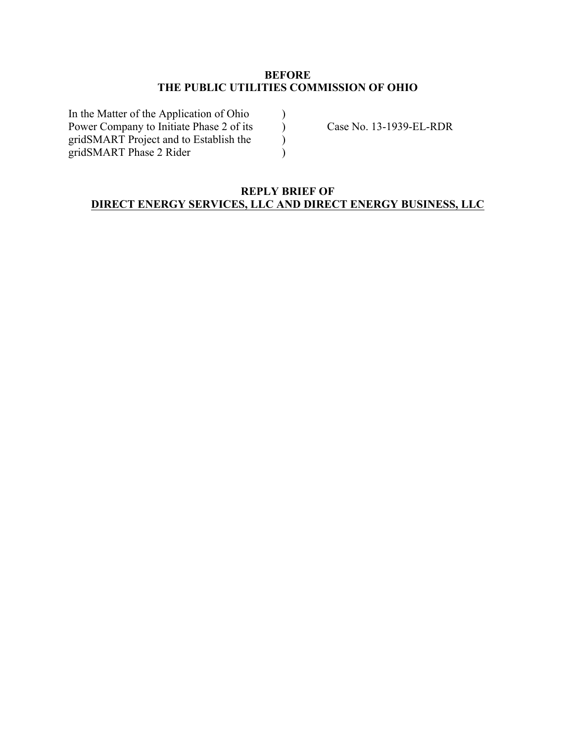**BEFORE**
**THE PUBLIC UTILITIES COMMISSION OF OHIO**

| | | |
|---|---|---|
| In the Matter of the Application of Ohio | ) | |
| Power Company to Initiate Phase 2 of its | ) | Case No. 13-1939-EL-RDR |
| gridSMART Project and to Establish the | ) | |
| gridSMART Phase 2 Rider | ) | |

**REPLY BRIEF OF**
**DIRECT ENERGY SERVICES, LLC AND DIRECT ENERGY BUSINESS, LLC**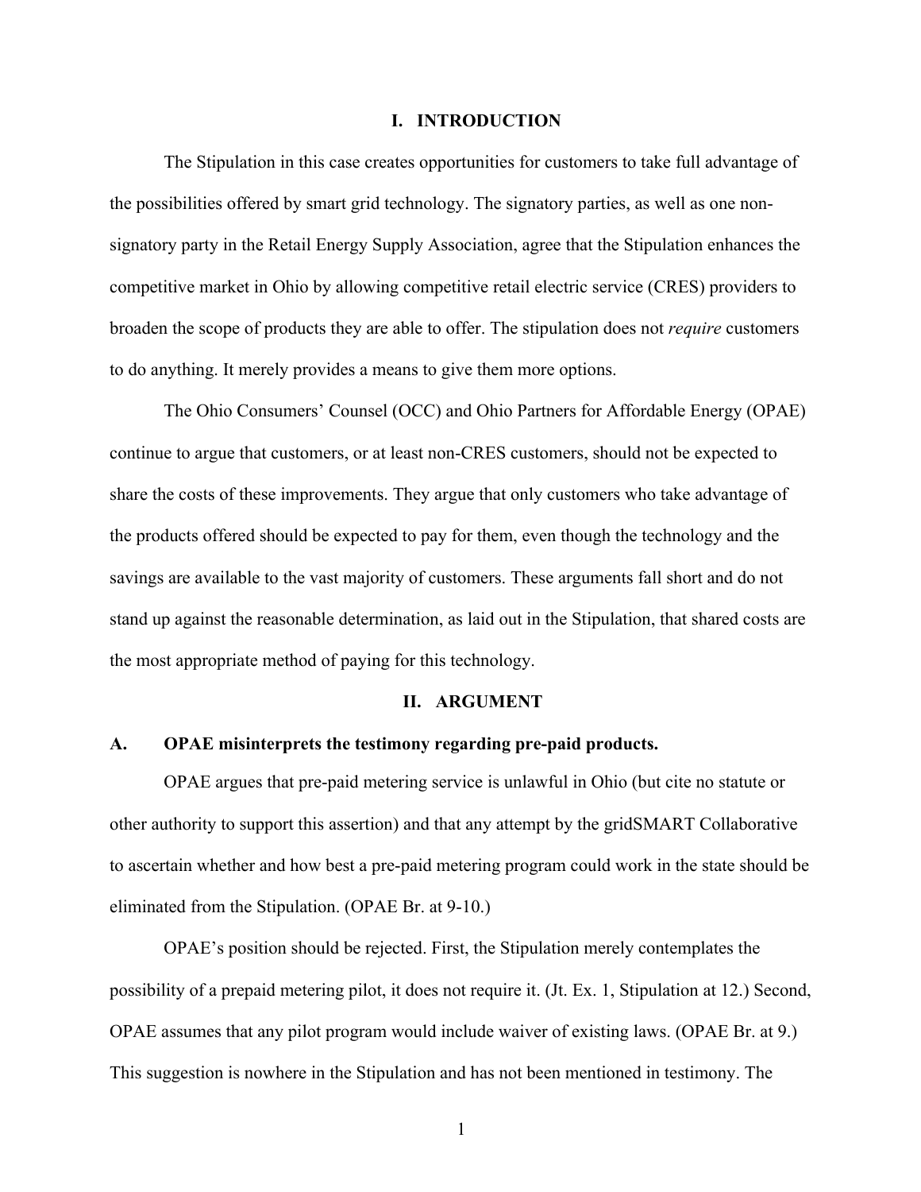## I. INTRODUCTION

The Stipulation in this case creates opportunities for customers to take full advantage of the possibilities offered by smart grid technology. The signatory parties, as well as one non-signatory party in the Retail Energy Supply Association, agree that the Stipulation enhances the competitive market in Ohio by allowing competitive retail electric service (CRES) providers to broaden the scope of products they are able to offer. The stipulation does not *require* customers to do anything. It merely provides a means to give them more options.

The Ohio Consumers' Counsel (OCC) and Ohio Partners for Affordable Energy (OPAE) continue to argue that customers, or at least non-CRES customers, should not be expected to share the costs of these improvements. They argue that only customers who take advantage of the products offered should be expected to pay for them, even though the technology and the savings are available to the vast majority of customers. These arguments fall short and do not stand up against the reasonable determination, as laid out in the Stipulation, that shared costs are the most appropriate method of paying for this technology.

## II. ARGUMENT

### A. OPAE misinterprets the testimony regarding pre-paid products.

OPAE argues that pre-paid metering service is unlawful in Ohio (but cite no statute or other authority to support this assertion) and that any attempt by the gridSMART Collaborative to ascertain whether and how best a pre-paid metering program could work in the state should be eliminated from the Stipulation. (OPAE Br. at 9-10.)

OPAE's position should be rejected. First, the Stipulation merely contemplates the possibility of a prepaid metering pilot, it does not require it. (Jt. Ex. 1, Stipulation at 12.) Second, OPAE assumes that any pilot program would include waiver of existing laws. (OPAE Br. at 9.) This suggestion is nowhere in the Stipulation and has not been mentioned in testimony. The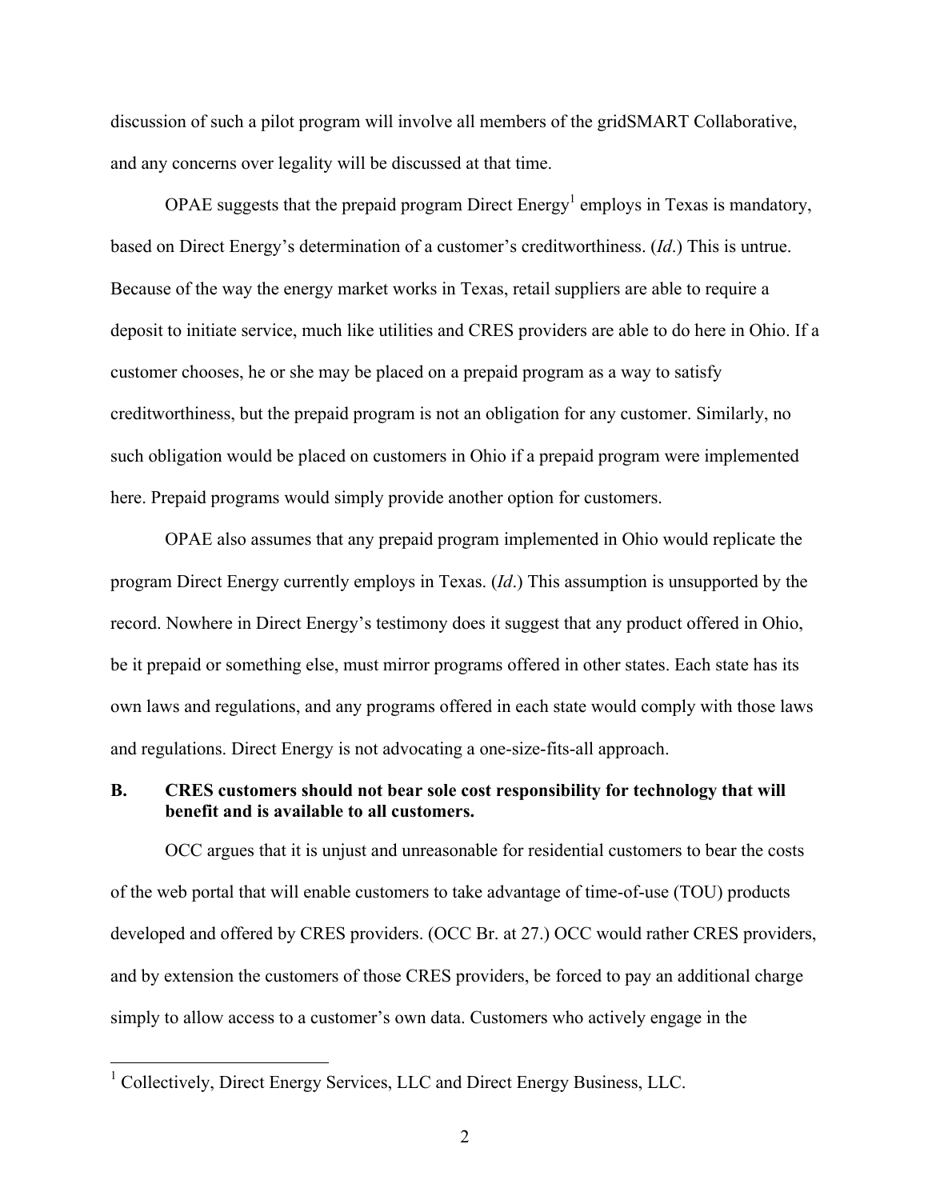discussion of such a pilot program will involve all members of the gridSMART Collaborative, and any concerns over legality will be discussed at that time.

OPAE suggests that the prepaid program Direct Energy[1] employs in Texas is mandatory, based on Direct Energy's determination of a customer's creditworthiness. (*Id*.) This is untrue. Because of the way the energy market works in Texas, retail suppliers are able to require a deposit to initiate service, much like utilities and CRES providers are able to do here in Ohio. If a customer chooses, he or she may be placed on a prepaid program as a way to satisfy creditworthiness, but the prepaid program is not an obligation for any customer. Similarly, no such obligation would be placed on customers in Ohio if a prepaid program were implemented here. Prepaid programs would simply provide another option for customers.

OPAE also assumes that any prepaid program implemented in Ohio would replicate the program Direct Energy currently employs in Texas. (*Id*.) This assumption is unsupported by the record. Nowhere in Direct Energy's testimony does it suggest that any product offered in Ohio, be it prepaid or something else, must mirror programs offered in other states. Each state has its own laws and regulations, and any programs offered in each state would comply with those laws and regulations. Direct Energy is not advocating a one-size-fits-all approach.

### B. CRES customers should not bear sole cost responsibility for technology that will benefit and is available to all customers.

OCC argues that it is unjust and unreasonable for residential customers to bear the costs of the web portal that will enable customers to take advantage of time-of-use (TOU) products developed and offered by CRES providers. (OCC Br. at 27.) OCC would rather CRES providers, and by extension the customers of those CRES providers, be forced to pay an additional charge simply to allow access to a customer's own data. Customers who actively engage in the

---

[1] Collectively, Direct Energy Services, LLC and Direct Energy Business, LLC.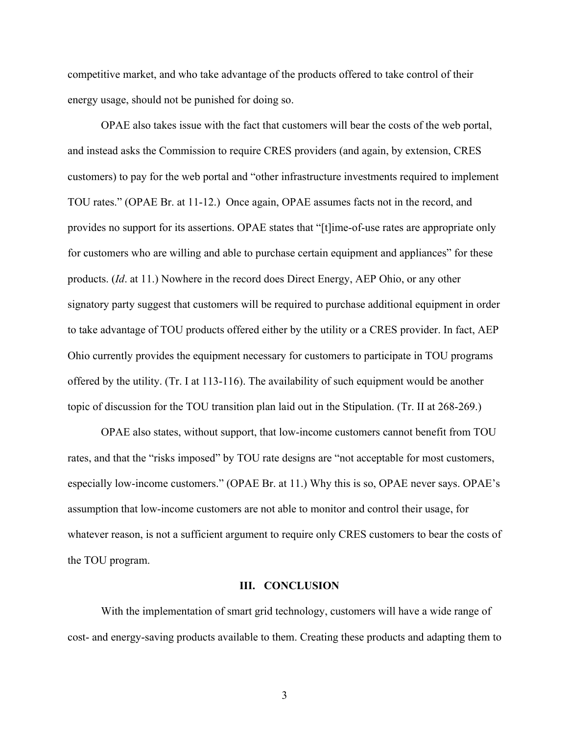competitive market, and who take advantage of the products offered to take control of their energy usage, should not be punished for doing so.

OPAE also takes issue with the fact that customers will bear the costs of the web portal, and instead asks the Commission to require CRES providers (and again, by extension, CRES customers) to pay for the web portal and "other infrastructure investments required to implement TOU rates." (OPAE Br. at 11-12.) Once again, OPAE assumes facts not in the record, and provides no support for its assertions. OPAE states that "[t]ime-of-use rates are appropriate only for customers who are willing and able to purchase certain equipment and appliances" for these products. (*Id*. at 11.) Nowhere in the record does Direct Energy, AEP Ohio, or any other signatory party suggest that customers will be required to purchase additional equipment in order to take advantage of TOU products offered either by the utility or a CRES provider. In fact, AEP Ohio currently provides the equipment necessary for customers to participate in TOU programs offered by the utility. (Tr. I at 113-116). The availability of such equipment would be another topic of discussion for the TOU transition plan laid out in the Stipulation. (Tr. II at 268-269.)

OPAE also states, without support, that low-income customers cannot benefit from TOU rates, and that the "risks imposed" by TOU rate designs are "not acceptable for most customers, especially low-income customers." (OPAE Br. at 11.) Why this is so, OPAE never says. OPAE's assumption that low-income customers are not able to monitor and control their usage, for whatever reason, is not a sufficient argument to require only CRES customers to bear the costs of the TOU program.

## III. CONCLUSION

With the implementation of smart grid technology, customers will have a wide range of cost- and energy-saving products available to them. Creating these products and adapting them to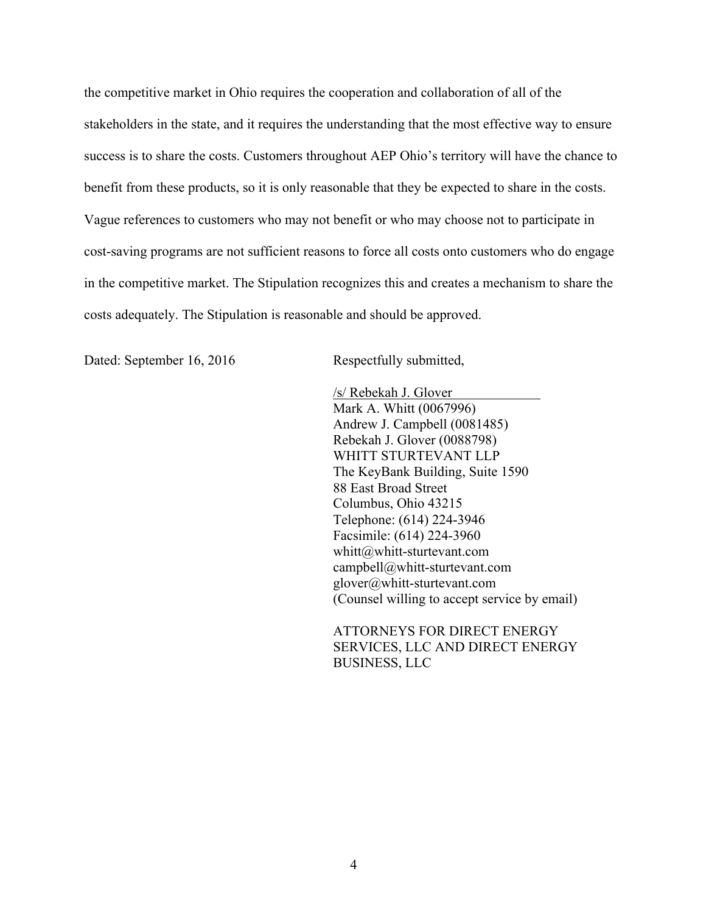the competitive market in Ohio requires the cooperation and collaboration of all of the stakeholders in the state, and it requires the understanding that the most effective way to ensure success is to share the costs. Customers throughout AEP Ohio's territory will have the chance to benefit from these products, so it is only reasonable that they be expected to share in the costs. Vague references to customers who may not benefit or who may choose not to participate in cost-saving programs are not sufficient reasons to force all costs onto customers who do engage in the competitive market. The Stipulation recognizes this and creates a mechanism to share the costs adequately. The Stipulation is reasonable and should be approved.

Dated: September 16, 2016

Respectfully submitted,

/s/ Rebekah J. Glover
Mark A. Whitt (0067996)
Andrew J. Campbell (0081485)
Rebekah J. Glover (0088798)
WHITT STURTEVANT LLP
The KeyBank Building, Suite 1590
88 East Broad Street
Columbus, Ohio 43215
Telephone: (614) 224-3946
Facsimile: (614) 224-3960
whitt@whitt-sturtevant.com
campbell@whitt-sturtevant.com
glover@whitt-sturtevant.com
(Counsel willing to accept service by email)

ATTORNEYS FOR DIRECT ENERGY SERVICES, LLC AND DIRECT ENERGY BUSINESS, LLC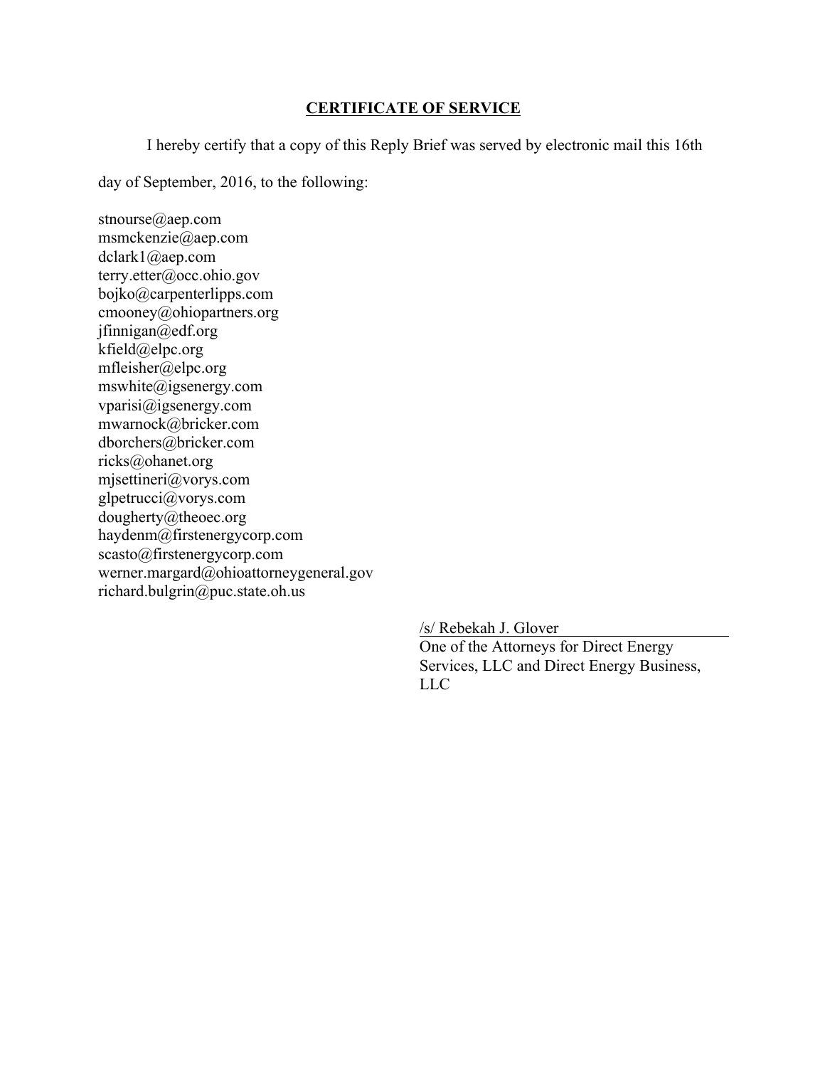## CERTIFICATE OF SERVICE

I hereby certify that a copy of this Reply Brief was served by electronic mail this 16th day of September, 2016, to the following:

stnourse@aep.com
msmckenzie@aep.com
dclark1@aep.com
terry.etter@occ.ohio.gov
bojko@carpenterlipps.com
cmooney@ohiopartners.org
jfinnigan@edf.org
kfield@elpc.org
mfleisher@elpc.org
mswhite@igsenergy.com
vparisi@igsenergy.com
mwarnock@bricker.com
dborchers@bricker.com
ricks@ohanet.org
mjsettineri@vorys.com
glpetrucci@vorys.com
dougherty@theoec.org
haydenm@firstenergycorp.com
scasto@firstenergycorp.com
werner.margard@ohioattorneygeneral.gov
richard.bulgrin@puc.state.oh.us

/s/ Rebekah J. Glover
One of the Attorneys for Direct Energy Services, LLC and Direct Energy Business, LLC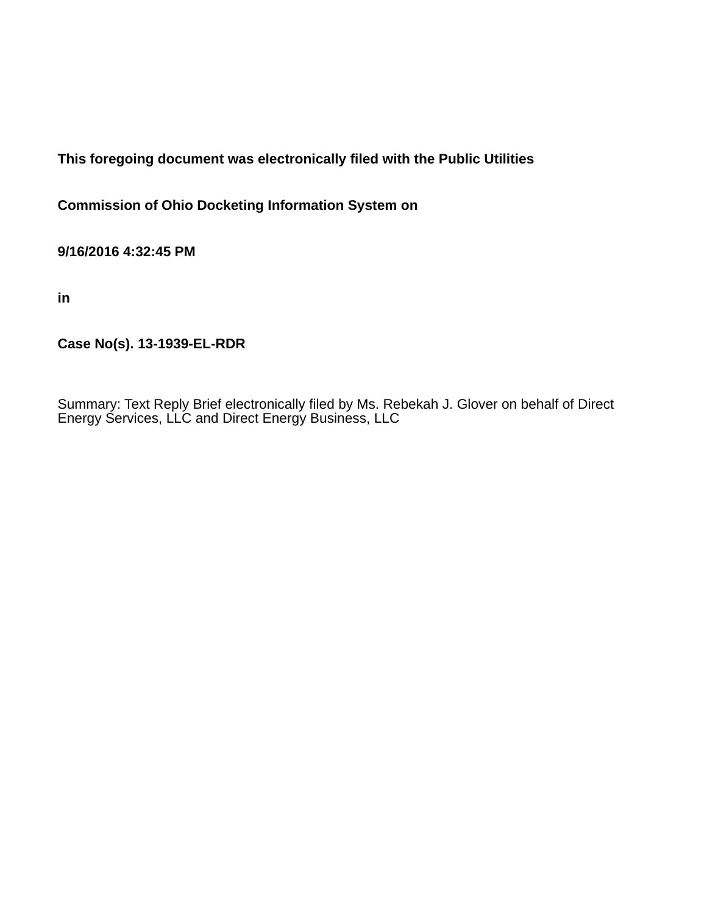**This foregoing document was electronically filed with the Public Utilities**

**Commission of Ohio Docketing Information System on**

**9/16/2016 4:32:45 PM**

**in**

**Case No(s). 13-1939-EL-RDR**

Summary: Text Reply Brief electronically filed by Ms. Rebekah J. Glover on behalf of Direct Energy Services, LLC and Direct Energy Business, LLC